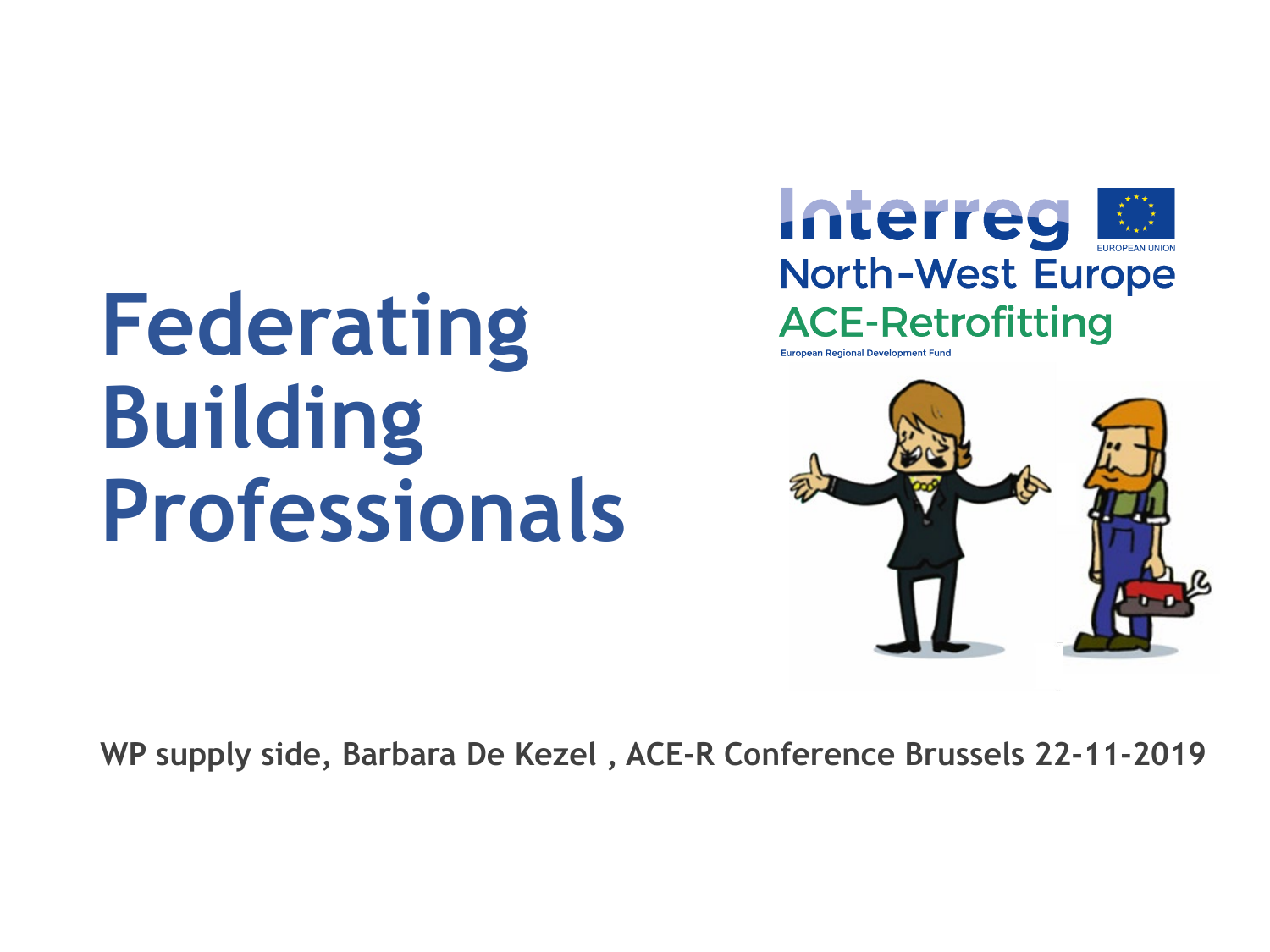# Federating Building Professionals

Interreg North-West Europe
ACE-Retrofitting
European Regional Development Fund

EUROPEAN UNION

WP supply side, Barbara De Kezel , ACE-R Conference Brussels 22-11-2019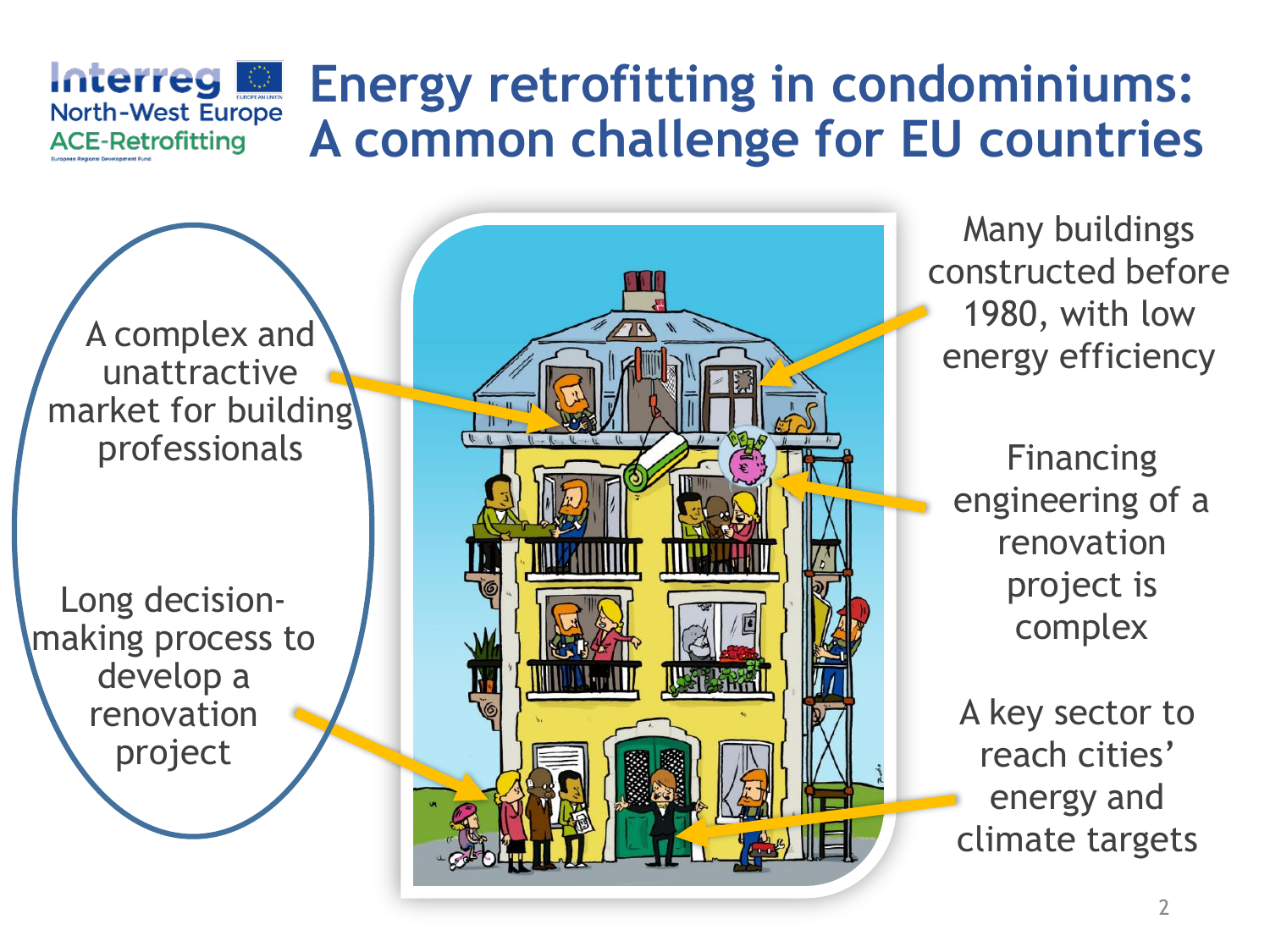# Energy retrofitting in condominiums: A common challenge for EU countries

A complex and unattractive market for building professionals

Long decision-making process to develop a renovation project

Many buildings constructed before 1980, with low energy efficiency

Financing engineering of a renovation project is complex

A key sector to reach cities' energy and climate targets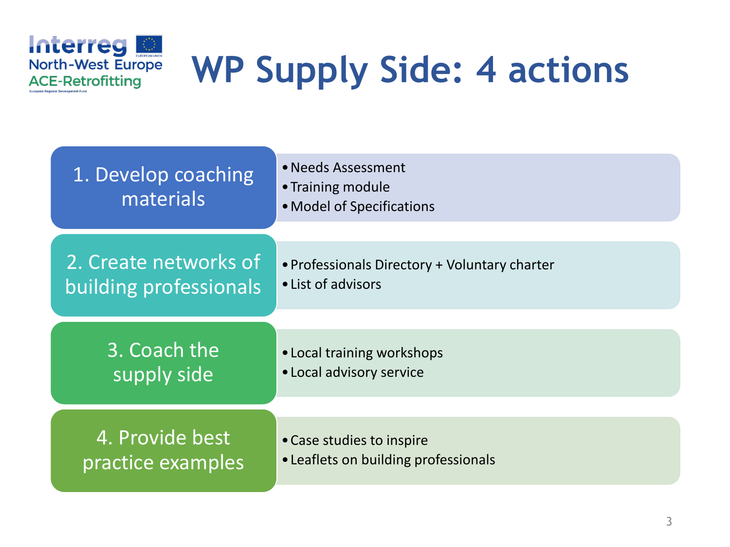# WP Supply Side: 4 actions

**1. Develop coaching materials**

- Needs Assessment
- Training module
- Model of Specifications

**2. Create networks of building professionals**

- Professionals Directory + Voluntary charter
- List of advisors

**3. Coach the supply side**

- Local training workshops
- Local advisory service

**4. Provide best practice examples**

- Case studies to inspire
- Leaflets on building professionals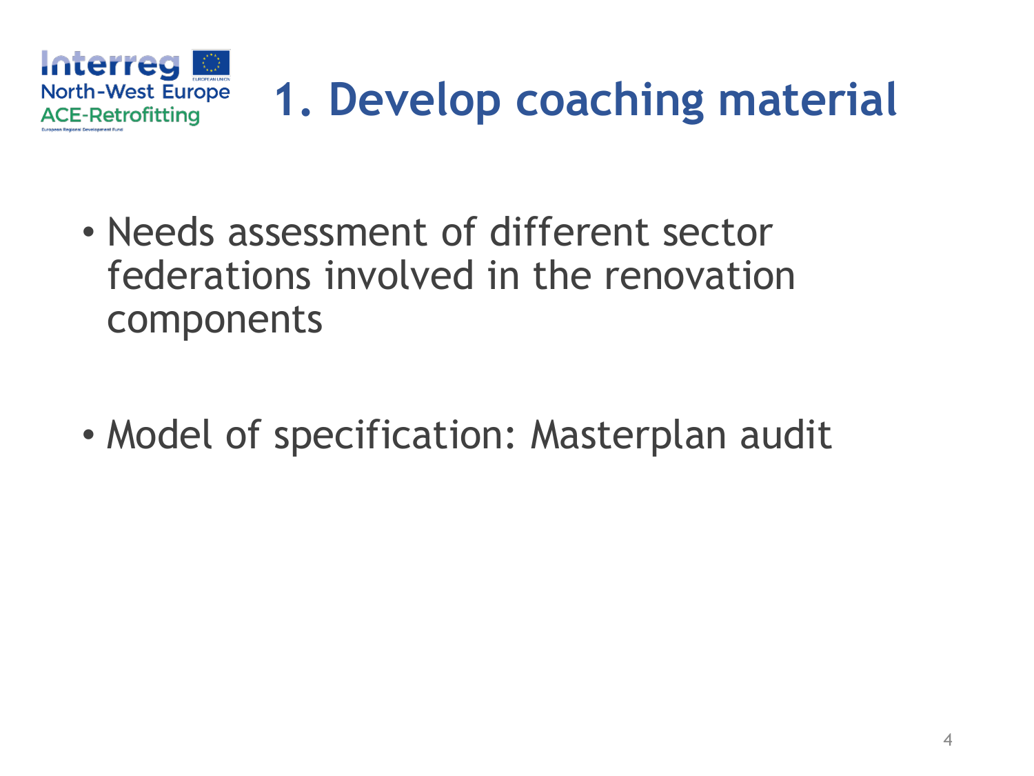# 1. Develop coaching material

- Needs assessment of different sector federations involved in the renovation components

- Model of specification: Masterplan audit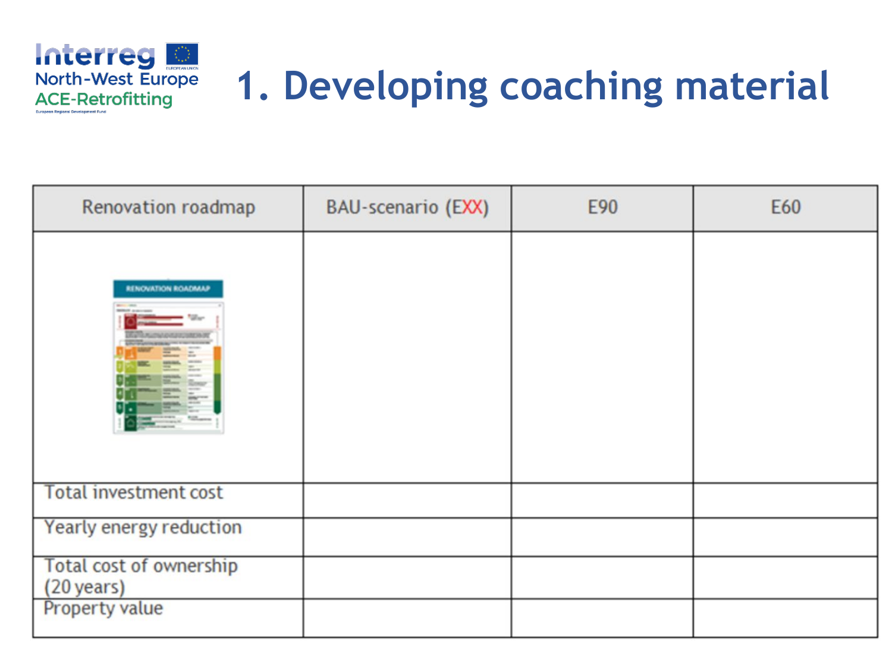# 1. Developing coaching material

| Renovation roadmap | BAU-scenario (EXX) | E90 | E60 |
| --- | --- | --- | --- |
| RENOVATION ROADMAP | | | |
| Total investment cost | | | |
| Yearly energy reduction | | | |
| Total cost of ownership (20 years) | | | |
| Property value | | | |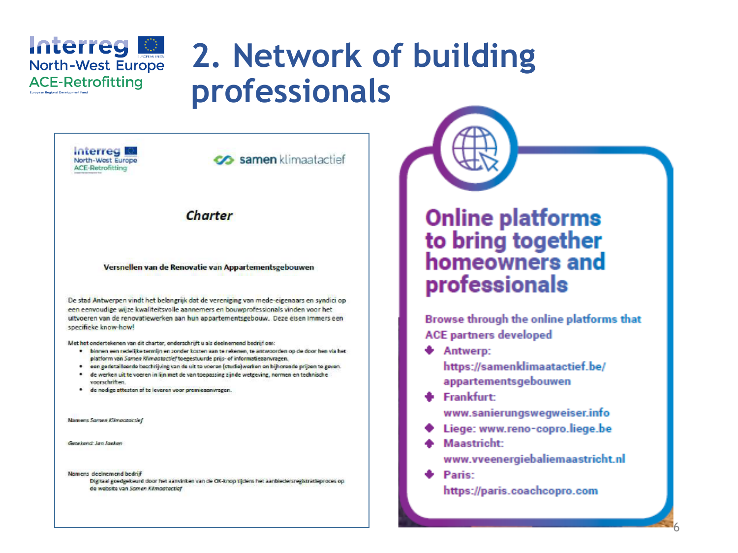# 2. Network of building professionals

Interreg North-West Europe ACE-Retrofitting

samen klimaatactief

## Charter

**Versnellen van de Renovatie van Appartementsgebouwen**

De stad Antwerpen vindt het belangrijk dat de vereniging van mede-eigenaars en syndici op een eenvoudige wijze kwaliteitsvolle aannemers en bouwprofessionals vinden voor het uitvoeren van de renovatiewerken aan hun appartementsgebouw. Deze eisen immers een specifieke know-how!

Met het ondertekenen van dit charter, onderschrijft u als deelnemend bedrijf om:

- binnen een redelijke termijn en zonder kosten aan te rekenen, te antwoorden op de door hen via het platform van *Samen Klimaatactief* toegestuurde prijs- of informatieaanvragen.
- een gedetailleerde beschrijving van de uit te voeren (studie)werken en bijhorende prijzen te geven.
- de werken uit te voeren in lijn met de van toepassing zijnde wetgeving, normen en technische voorschriften.
- de nodige attesten af te leveren voor premieaanvragen.

Namens *Samen Klimaatactief*

*Getekend: Jan Jaeken*

Namens deelnemend bedrijf
Digitaal goedgekeurd door het aanvinken van de OK-knop tijdens het aanbiedersregistratieproces op de website van *Samen Klimaatactief*

## Online platforms to bring together homeowners and professionals

**Browse through the online platforms that ACE partners developed**

- **Antwerp:** https://samenklimaatactief.be/appartementsgebouwen
- **Frankfurt:** www.sanierungswegweiser.info
- **Liege:** www.reno-copro.liege.be
- **Maastricht:** www.vveenergiebaliemaastricht.nl
- **Paris:** https://paris.coachcopro.com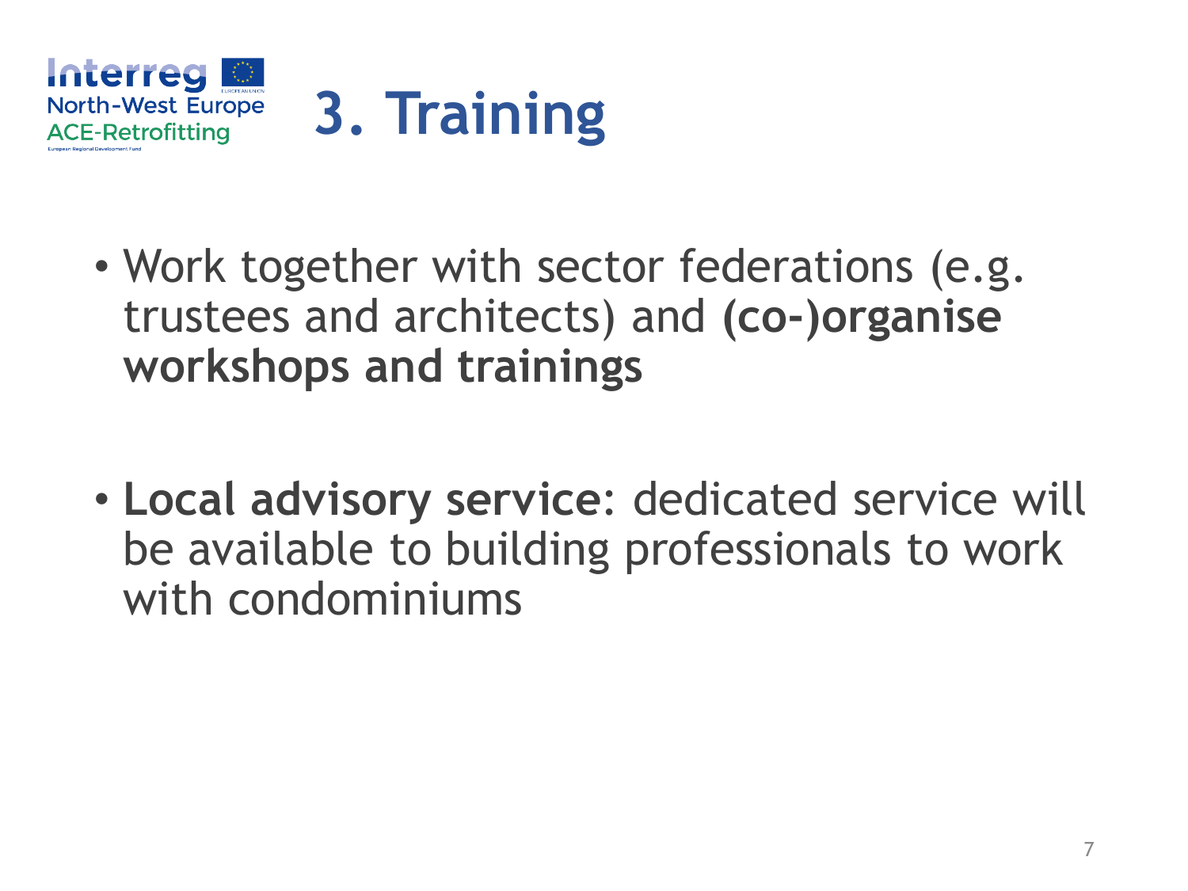# 3. Training

- Work together with sector federations (e.g. trustees and architects) and **(co-)organise workshops and trainings**

- **Local advisory service**: dedicated service will be available to building professionals to work with condominiums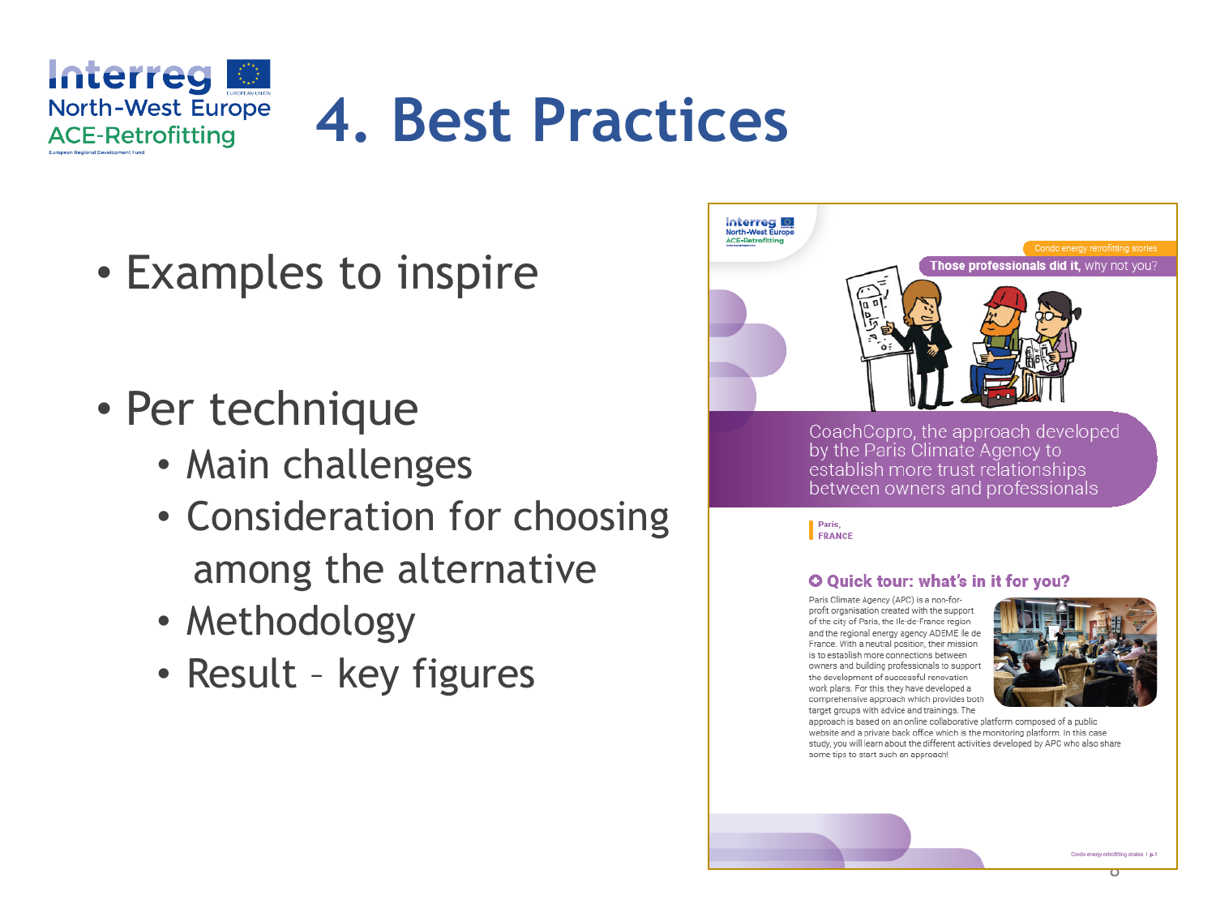# 4. Best Practices

- Examples to inspire
- Per technique
  - Main challenges
  - Consideration for choosing among the alternative
  - Methodology
  - Result – key figures

Condo energy retrofitting stories

**Those professionals did it,** why not you?

CoachCopro, the approach developed by the Paris Climate Agency to establish more trust relationships between owners and professionals

**Paris, FRANCE**

## Quick tour: what's in it for you?

Paris Climate Agency (APC) is a non-for-profit organisation created with the support of the city of Paris, the Ile-de-France region and the regional energy agency ADEME Ile de France. With a neutral position, their mission is to establish more connections between owners and building professionals to support the development of successful renovation work plans. For this, they have developed a comprehensive approach which provides both target groups with advice and trainings. The approach is based on an online collaborative platform composed of a public website and a private back office which is the monitoring platform. In this case study, you will learn about the different activities developed by APC who also share some tips to start such an approach!